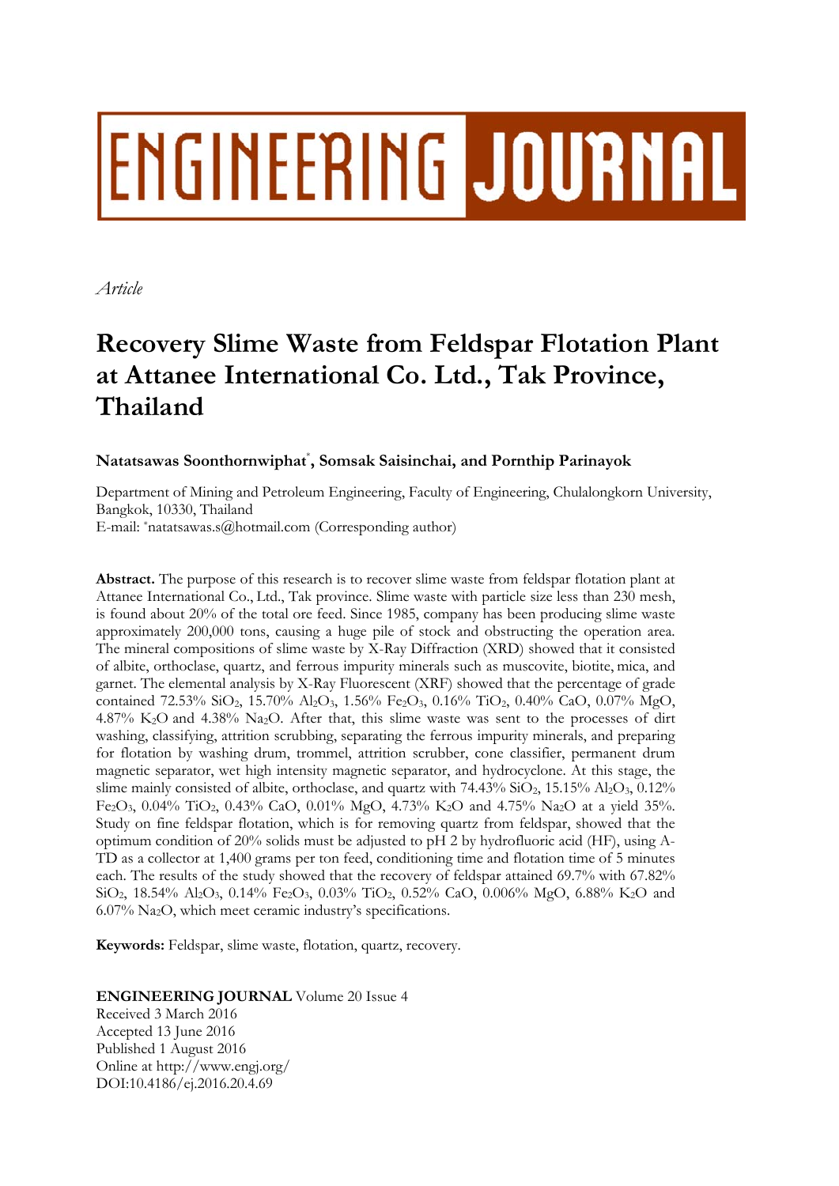ENGINEERING JOURNAL

*Article*

# Recovery Slime Waste from Feldspar Flotation Plant at Attanee International Co. Ltd., Tak Province, Thailand

**Natatsawas Soonthornwiphat[*], Somsak Saisinchai, and Pornthip Parinayok**

Department of Mining and Petroleum Engineering, Faculty of Engineering, Chulalongkorn University, Bangkok, 10330, Thailand

E-mail: [*]natatsawas.s@hotmail.com (Corresponding author)

**Abstract.** The purpose of this research is to recover slime waste from feldspar flotation plant at Attanee International Co., Ltd., Tak province. Slime waste with particle size less than 230 mesh, is found about 20% of the total ore feed. Since 1985, company has been producing slime waste approximately 200,000 tons, causing a huge pile of stock and obstructing the operation area. The mineral compositions of slime waste by X-Ray Diffraction (XRD) showed that it consisted of albite, orthoclase, quartz, and ferrous impurity minerals such as muscovite, biotite, mica, and garnet. The elemental analysis by X-Ray Fluorescent (XRF) showed that the percentage of grade contained 72.53% $SiO_2$, 15.70% $Al_2O_3$, 1.56% $Fe_2O_3$, 0.16% $TiO_2$, 0.40% CaO, 0.07% MgO, 4.87% $K_2O$ and 4.38% $Na_2O$. After that, this slime waste was sent to the processes of dirt washing, classifying, attrition scrubbing, separating the ferrous impurity minerals, and preparing for flotation by washing drum, trommel, attrition scrubber, cone classifier, permanent drum magnetic separator, wet high intensity magnetic separator, and hydrocyclone. At this stage, the slime mainly consisted of albite, orthoclase, and quartz with 74.43% $SiO_2$, 15.15% $Al_2O_3$, 0.12% $Fe_2O_3$, 0.04% $TiO_2$, 0.43% CaO, 0.01% MgO, 4.73% $K_2O$ and 4.75% $Na_2O$ at a yield 35%. Study on fine feldspar flotation, which is for removing quartz from feldspar, showed that the optimum condition of 20% solids must be adjusted to pH 2 by hydrofluoric acid (HF), using A-TD as a collector at 1,400 grams per ton feed, conditioning time and flotation time of 5 minutes each. The results of the study showed that the recovery of feldspar attained 69.7% with 67.82% $SiO_2$, 18.54% $Al_2O_3$, 0.14% $Fe_2O_3$, 0.03% $TiO_2$, 0.52% CaO, 0.006% MgO, 6.88% $K_2O$ and 6.07% $Na_2O$, which meet ceramic industry's specifications.

**Keywords:** Feldspar, slime waste, flotation, quartz, recovery.

**ENGINEERING JOURNAL** Volume 20 Issue 4
Received 3 March 2016
Accepted 13 June 2016
Published 1 August 2016
Online at http://www.engj.org/
DOI:10.4186/ej.2016.20.4.69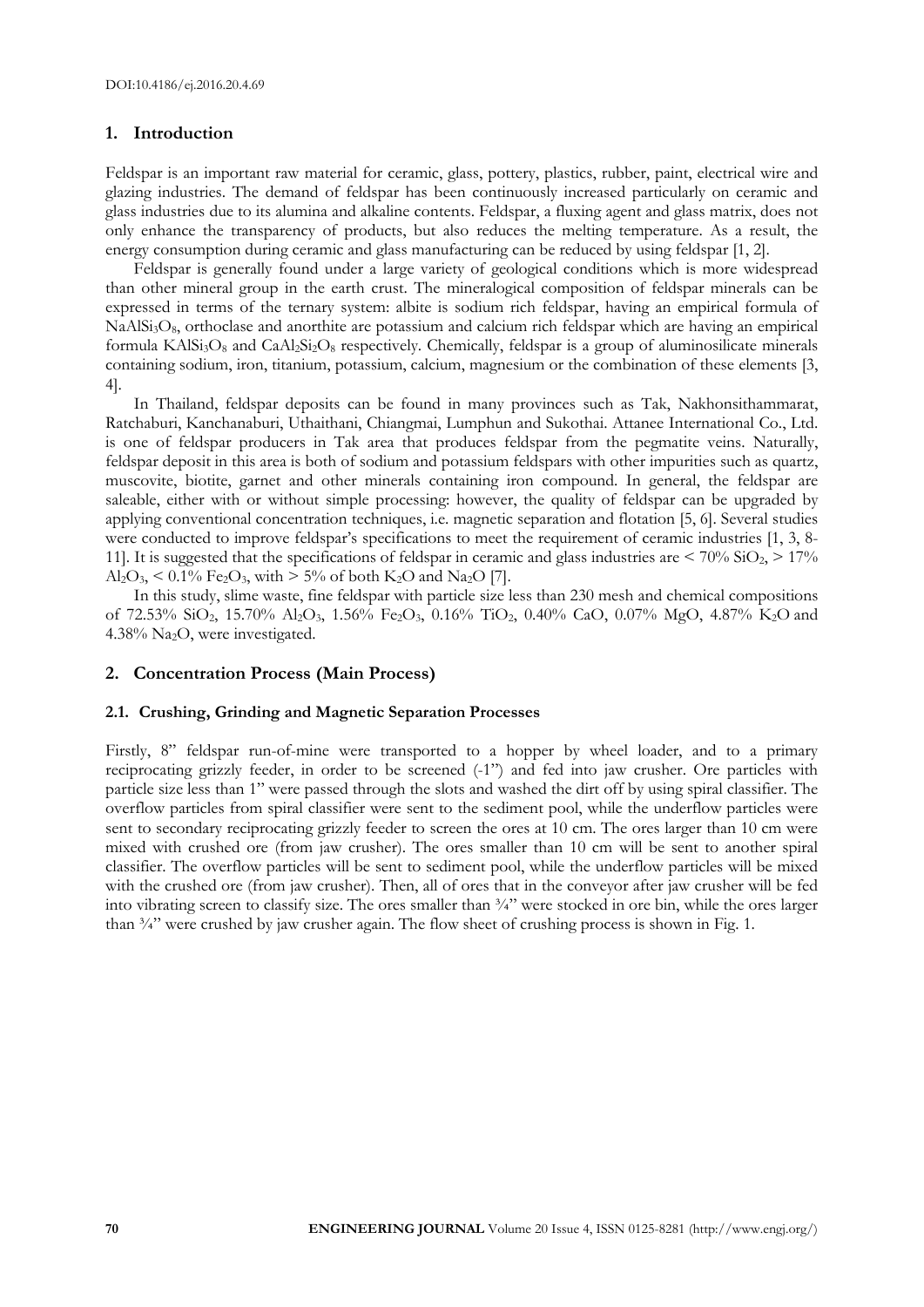## 1. Introduction

Feldspar is an important raw material for ceramic, glass, pottery, plastics, rubber, paint, electrical wire and glazing industries. The demand of feldspar has been continuously increased particularly on ceramic and glass industries due to its alumina and alkaline contents. Feldspar, a fluxing agent and glass matrix, does not only enhance the transparency of products, but also reduces the melting temperature. As a result, the energy consumption during ceramic and glass manufacturing can be reduced by using feldspar [1, 2].

Feldspar is generally found under a large variety of geological conditions which is more widespread than other mineral group in the earth crust. The mineralogical composition of feldspar minerals can be expressed in terms of the ternary system: albite is sodium rich feldspar, having an empirical formula of $NaAlSi_3O_8$, orthoclase and anorthite are potassium and calcium rich feldspar which are having an empirical formula $KAlSi_3O_8$ and $CaAl_2Si_2O_8$ respectively. Chemically, feldspar is a group of aluminosilicate minerals containing sodium, iron, titanium, potassium, calcium, magnesium or the combination of these elements [3, 4].

In Thailand, feldspar deposits can be found in many provinces such as Tak, Nakhonsithammarat, Ratchaburi, Kanchanaburi, Uthaithani, Chiangmai, Lumphun and Sukothai. Attanee International Co., Ltd. is one of feldspar producers in Tak area that produces feldspar from the pegmatite veins. Naturally, feldspar deposit in this area is both of sodium and potassium feldspars with other impurities such as quartz, muscovite, biotite, garnet and other minerals containing iron compound. In general, the feldspar are saleable, either with or without simple processing: however, the quality of feldspar can be upgraded by applying conventional concentration techniques, i.e. magnetic separation and flotation [5, 6]. Several studies were conducted to improve feldspar's specifications to meet the requirement of ceramic industries [1, 3, 8-11]. It is suggested that the specifications of feldspar in ceramic and glass industries are < 70% $SiO_2$, > 17% $Al_2O_3$, < 0.1% $Fe_2O_3$, with > 5% of both $K_2O$ and $Na_2O$ [7].

In this study, slime waste, fine feldspar with particle size less than 230 mesh and chemical compositions of 72.53% $SiO_2$, 15.70% $Al_2O_3$, 1.56% $Fe_2O_3$, 0.16% $TiO_2$, 0.40% CaO, 0.07% MgO, 4.87% $K_2O$ and 4.38% $Na_2O$, were investigated.

## 2. Concentration Process (Main Process)

### 2.1. Crushing, Grinding and Magnetic Separation Processes

Firstly, 8" feldspar run-of-mine were transported to a hopper by wheel loader, and to a primary reciprocating grizzly feeder, in order to be screened (-1") and fed into jaw crusher. Ore particles with particle size less than 1" were passed through the slots and washed the dirt off by using spiral classifier. The overflow particles from spiral classifier were sent to the sediment pool, while the underflow particles were sent to secondary reciprocating grizzly feeder to screen the ores at 10 cm. The ores larger than 10 cm were mixed with crushed ore (from jaw crusher). The ores smaller than 10 cm will be sent to another spiral classifier. The overflow particles will be sent to sediment pool, while the underflow particles will be mixed with the crushed ore (from jaw crusher). Then, all of ores that in the conveyor after jaw crusher will be fed into vibrating screen to classify size. The ores smaller than ¾" were stocked in ore bin, while the ores larger than ¾" were crushed by jaw crusher again. The flow sheet of crushing process is shown in Fig. 1.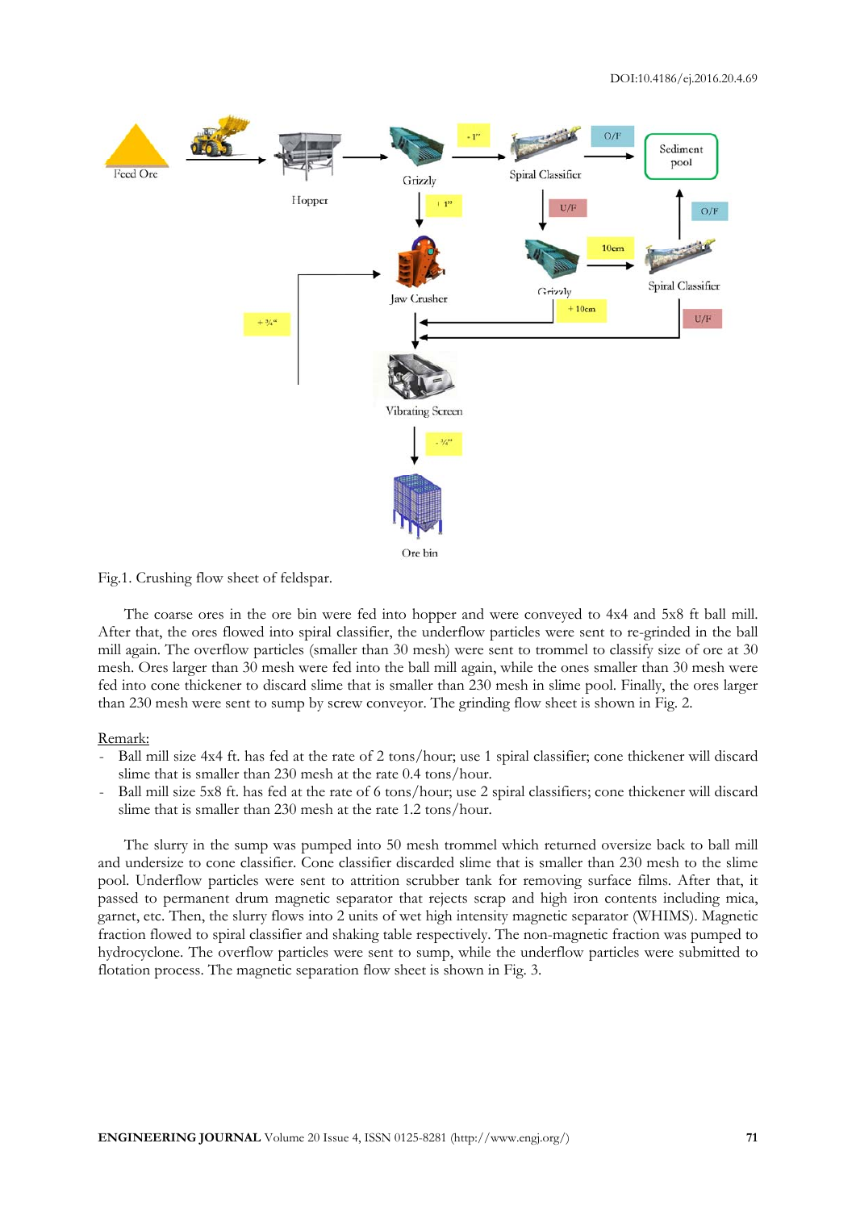Fig.1. Crushing flow sheet of feldspar.

The coarse ores in the ore bin were fed into hopper and were conveyed to 4x4 and 5x8 ft ball mill. After that, the ores flowed into spiral classifier, the underflow particles were sent to re-grinded in the ball mill again. The overflow particles (smaller than 30 mesh) were sent to trommel to classify size of ore at 30 mesh. Ores larger than 30 mesh were fed into the ball mill again, while the ones smaller than 30 mesh were fed into cone thickener to discard slime that is smaller than 230 mesh in slime pool. Finally, the ores larger than 230 mesh were sent to sump by screw conveyor. The grinding flow sheet is shown in Fig. 2.

Remark:

- Ball mill size 4x4 ft. has fed at the rate of 2 tons/hour; use 1 spiral classifier; cone thickener will discard slime that is smaller than 230 mesh at the rate 0.4 tons/hour.
- Ball mill size 5x8 ft. has fed at the rate of 6 tons/hour; use 2 spiral classifiers; cone thickener will discard slime that is smaller than 230 mesh at the rate 1.2 tons/hour.

The slurry in the sump was pumped into 50 mesh trommel which returned oversize back to ball mill and undersize to cone classifier. Cone classifier discarded slime that is smaller than 230 mesh to the slime pool. Underflow particles were sent to attrition scrubber tank for removing surface films. After that, it passed to permanent drum magnetic separator that rejects scrap and high iron contents including mica, garnet, etc. Then, the slurry flows into 2 units of wet high intensity magnetic separator (WHIMS). Magnetic fraction flowed to spiral classifier and shaking table respectively. The non-magnetic fraction was pumped to hydrocyclone. The overflow particles were sent to sump, while the underflow particles were submitted to flotation process. The magnetic separation flow sheet is shown in Fig. 3.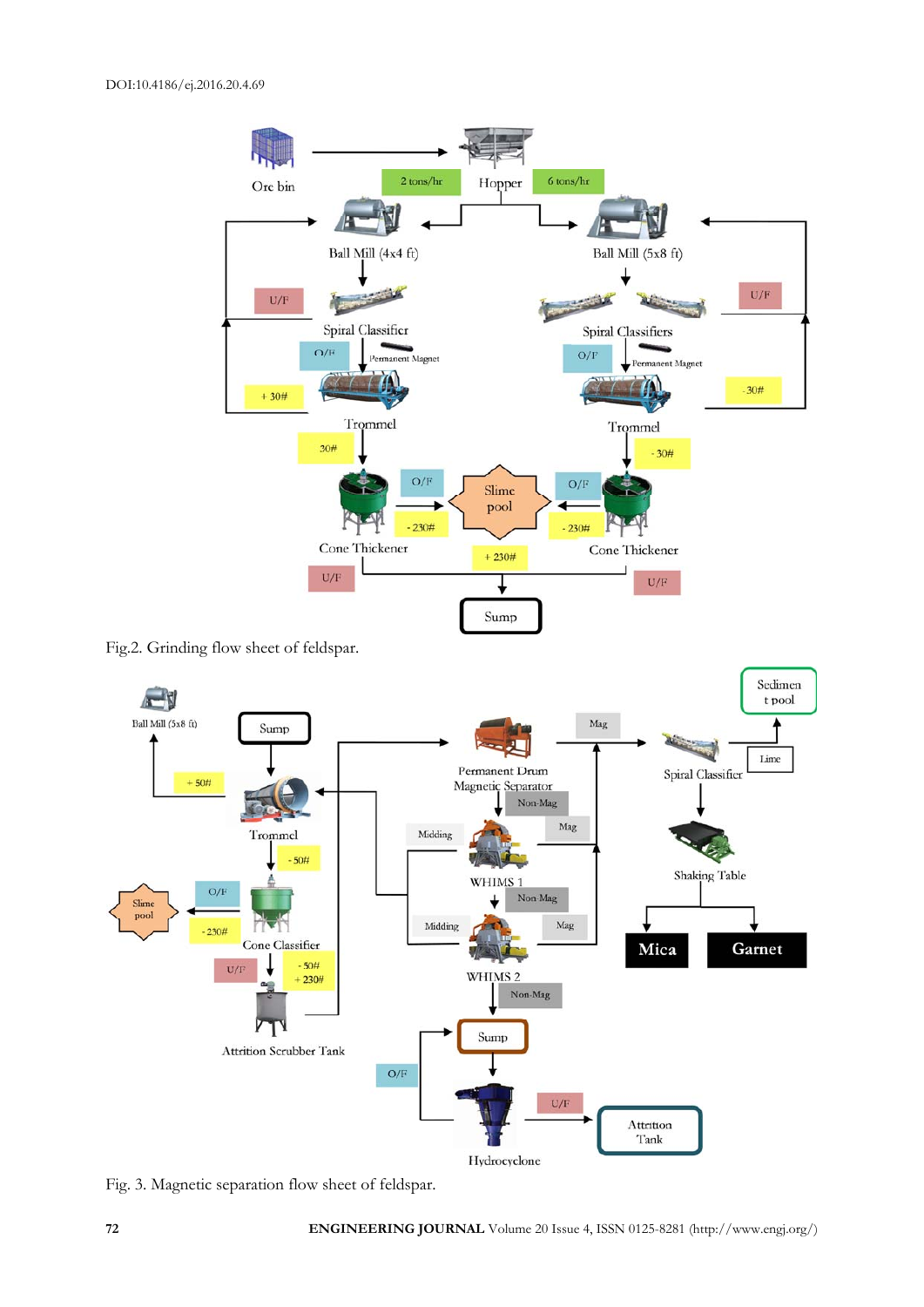Fig.2. Grinding flow sheet of feldspar.

Fig. 3. Magnetic separation flow sheet of feldspar.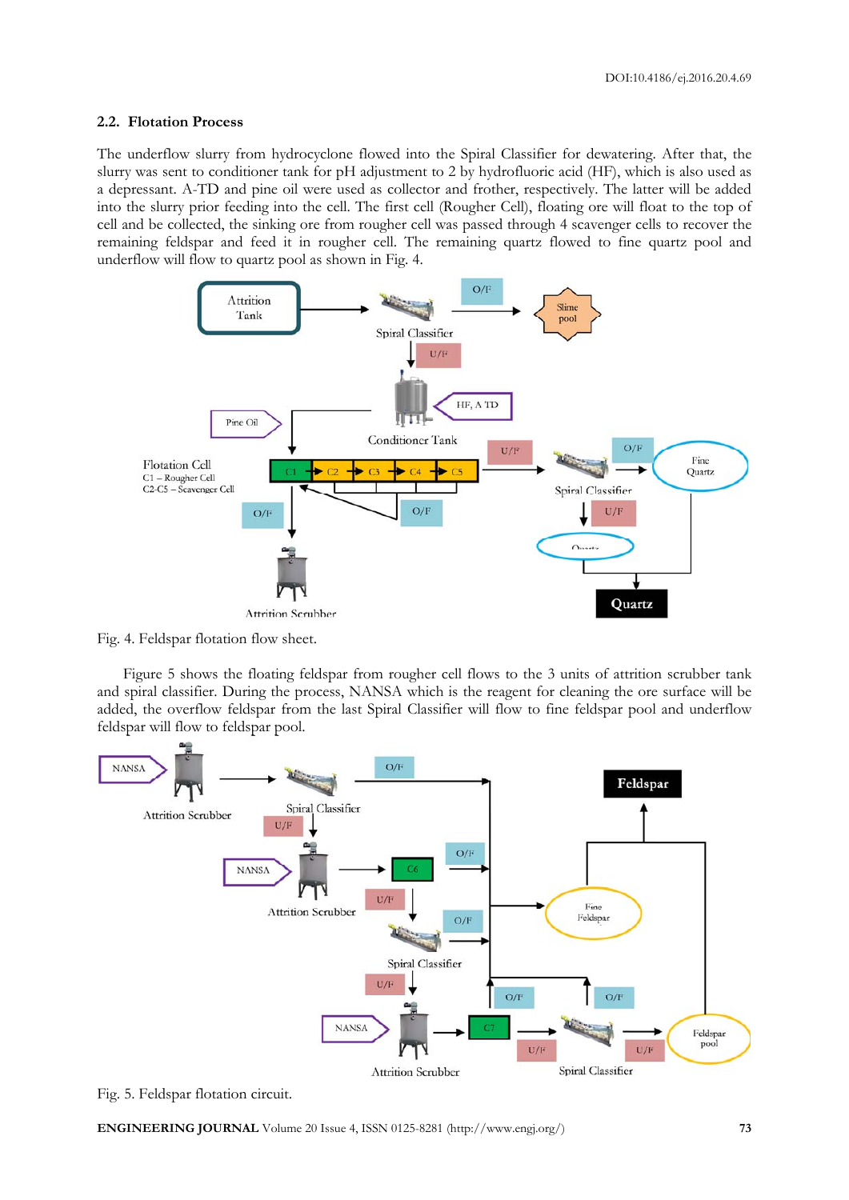### 2.2. Flotation Process

The underflow slurry from hydrocyclone flowed into the Spiral Classifier for dewatering. After that, the slurry was sent to conditioner tank for pH adjustment to 2 by hydrofluoric acid (HF), which is also used as a depressant. A-TD and pine oil were used as collector and frother, respectively. The latter will be added into the slurry prior feeding into the cell. The first cell (Rougher Cell), floating ore will float to the top of cell and be collected, the sinking ore from rougher cell was passed through 4 scavenger cells to recover the remaining feldspar and feed it in rougher cell. The remaining quartz flowed to fine quartz pool and underflow will flow to quartz pool as shown in Fig. 4.

Fig. 4. Feldspar flotation flow sheet.

Figure 5 shows the floating feldspar from rougher cell flows to the 3 units of attrition scrubber tank and spiral classifier. During the process, NANSA which is the reagent for cleaning the ore surface will be added, the overflow feldspar from the last Spiral Classifier will flow to fine feldspar pool and underflow feldspar will flow to feldspar pool.

Fig. 5. Feldspar flotation circuit.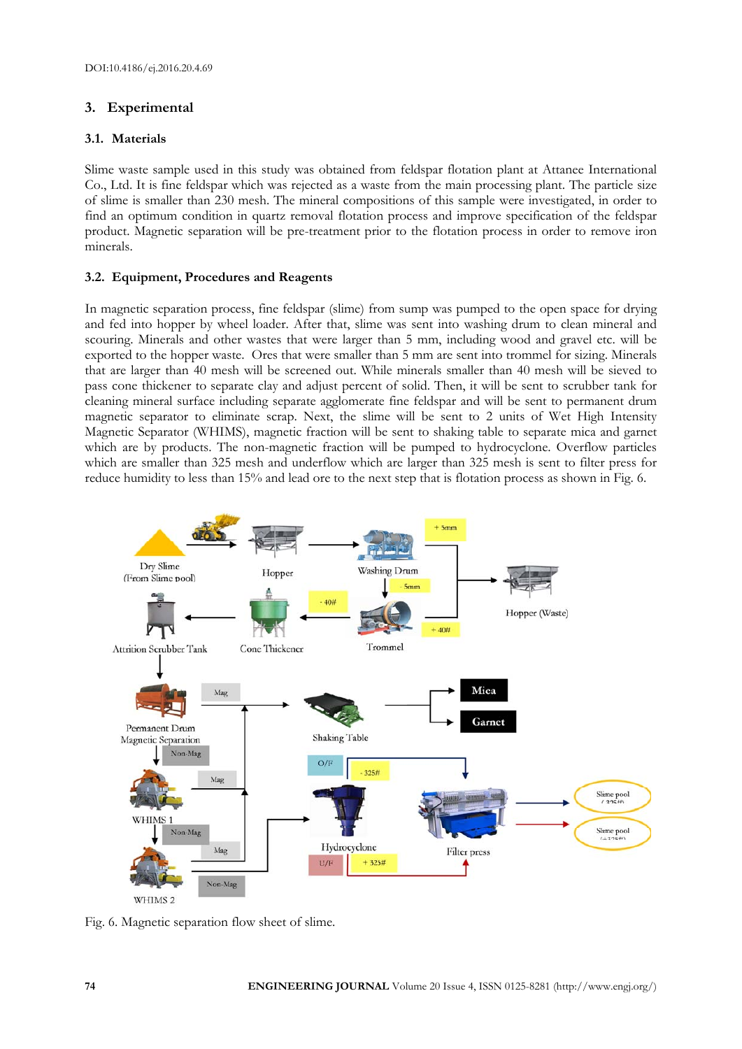## 3. Experimental

### 3.1. Materials

Slime waste sample used in this study was obtained from feldspar flotation plant at Attanee International Co., Ltd. It is fine feldspar which was rejected as a waste from the main processing plant. The particle size of slime is smaller than 230 mesh. The mineral compositions of this sample were investigated, in order to find an optimum condition in quartz removal flotation process and improve specification of the feldspar product. Magnetic separation will be pre-treatment prior to the flotation process in order to remove iron minerals.

### 3.2. Equipment, Procedures and Reagents

In magnetic separation process, fine feldspar (slime) from sump was pumped to the open space for drying and fed into hopper by wheel loader. After that, slime was sent into washing drum to clean mineral and scouring. Minerals and other wastes that were larger than 5 mm, including wood and gravel etc. will be exported to the hopper waste. Ores that were smaller than 5 mm are sent into trommel for sizing. Minerals that are larger than 40 mesh will be screened out. While minerals smaller than 40 mesh will be sieved to pass cone thickener to separate clay and adjust percent of solid. Then, it will be sent to scrubber tank for cleaning mineral surface including separate agglomerate fine feldspar and will be sent to permanent drum magnetic separator to eliminate scrap. Next, the slime will be sent to 2 units of Wet High Intensity Magnetic Separator (WHIMS), magnetic fraction will be sent to shaking table to separate mica and garnet which are by products. The non-magnetic fraction will be pumped to hydrocyclone. Overflow particles which are smaller than 325 mesh and underflow which are larger than 325 mesh is sent to filter press for reduce humidity to less than 15% and lead ore to the next step that is flotation process as shown in Fig. 6.

Fig. 6. Magnetic separation flow sheet of slime.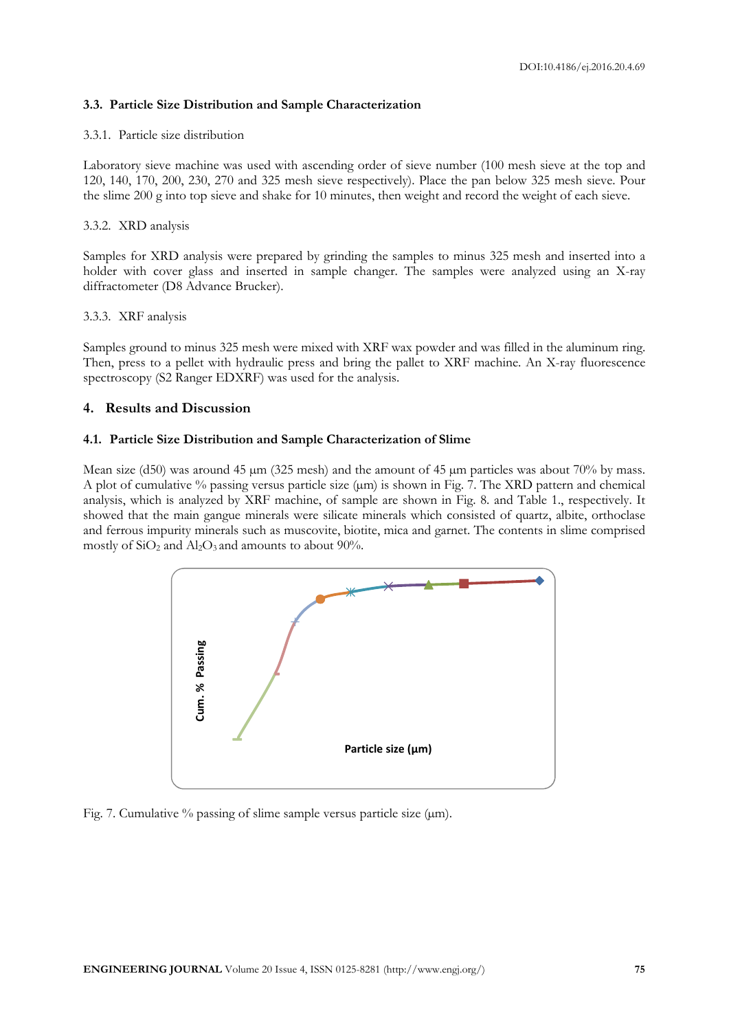### 3.3. Particle Size Distribution and Sample Characterization

#### 3.3.1. Particle size distribution

Laboratory sieve machine was used with ascending order of sieve number (100 mesh sieve at the top and 120, 140, 170, 200, 230, 270 and 325 mesh sieve respectively). Place the pan below 325 mesh sieve. Pour the slime 200 g into top sieve and shake for 10 minutes, then weight and record the weight of each sieve.

#### 3.3.2. XRD analysis

Samples for XRD analysis were prepared by grinding the samples to minus 325 mesh and inserted into a holder with cover glass and inserted in sample changer. The samples were analyzed using an X-ray diffractometer (D8 Advance Brucker).

#### 3.3.3. XRF analysis

Samples ground to minus 325 mesh were mixed with XRF wax powder and was filled in the aluminum ring. Then, press to a pellet with hydraulic press and bring the pallet to XRF machine. An X-ray fluorescence spectroscopy (S2 Ranger EDXRF) was used for the analysis.

## 4. Results and Discussion

### 4.1. Particle Size Distribution and Sample Characterization of Slime

Mean size (d50) was around 45 µm (325 mesh) and the amount of 45 µm particles was about 70% by mass. A plot of cumulative % passing versus particle size (µm) is shown in Fig. 7. The XRD pattern and chemical analysis, which is analyzed by XRF machine, of sample are shown in Fig. 8. and Table 1., respectively. It showed that the main gangue minerals were silicate minerals which consisted of quartz, albite, orthoclase and ferrous impurity minerals such as muscovite, biotite, mica and garnet. The contents in slime comprised mostly of $SiO_2$ and $Al_2O_3$ and amounts to about 90%.

Fig. 7. Cumulative % passing of slime sample versus particle size (µm).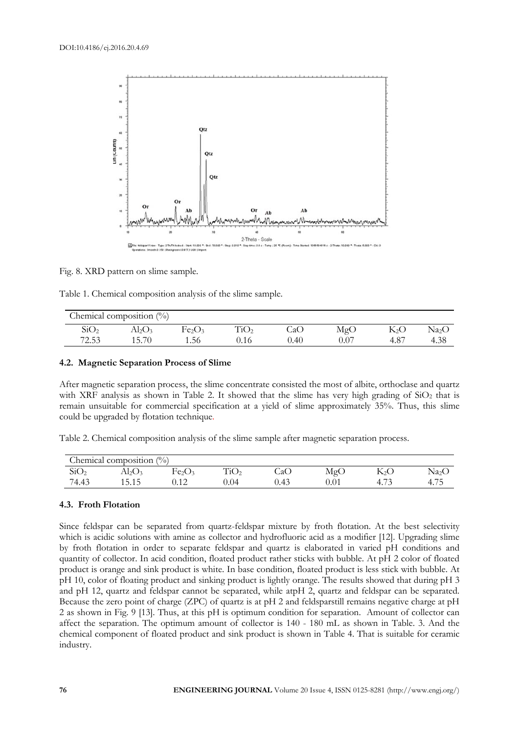Fig. 8. XRD pattern on slime sample.

Table 1. Chemical composition analysis of the slime sample.

| Chemical composition (%) | | | | | | | |
|---|---|---|---|---|---|---|---|
| $SiO_2$ | $Al_2O_3$ | $Fe_2O_3$ | $TiO_2$ | CaO | MgO | $K_2O$ | $Na_2O$ |
| 72.53 | 15.70 | 1.56 | 0.16 | 0.40 | 0.07 | 4.87 | 4.38 |

### 4.2. Magnetic Separation Process of Slime

After magnetic separation process, the slime concentrate consisted the most of albite, orthoclase and quartz with XRF analysis as shown in Table 2. It showed that the slime has very high grading of $SiO_2$ that is remain unsuitable for commercial specification at a yield of slime approximately 35%. Thus, this slime could be upgraded by flotation technique.

Table 2. Chemical composition analysis of the slime sample after magnetic separation process.

| Chemical composition (%) | | | | | | | |
|---|---|---|---|---|---|---|---|
| $SiO_2$ | $Al_2O_3$ | $Fe_2O_3$ | $TiO_2$ | CaO | MgO | $K_2O$ | $Na_2O$ |
| 74.43 | 15.15 | 0.12 | 0.04 | 0.43 | 0.01 | 4.73 | 4.75 |

### 4.3. Froth Flotation

Since feldspar can be separated from quartz-feldspar mixture by froth flotation. At the best selectivity which is acidic solutions with amine as collector and hydrofluoric acid as a modifier [12]. Upgrading slime by froth flotation in order to separate feldspar and quartz is elaborated in varied pH conditions and quantity of collector. In acid condition, floated product rather sticks with bubble. At pH 2 color of floated product is orange and sink product is white. In base condition, floated product is less stick with bubble. At pH 10, color of floating product and sinking product is lightly orange. The results showed that during pH 3 and pH 12, quartz and feldspar cannot be separated, while atpH 2, quartz and feldspar can be separated. Because the zero point of charge (ZPC) of quartz is at pH 2 and feldsparstill remains negative charge at pH 2 as shown in Fig. 9 [13]. Thus, at this pH is optimum condition for separation. Amount of collector can affect the separation. The optimum amount of collector is 140 - 180 mL as shown in Table. 3. And the chemical component of floated product and sink product is shown in Table 4. That is suitable for ceramic industry.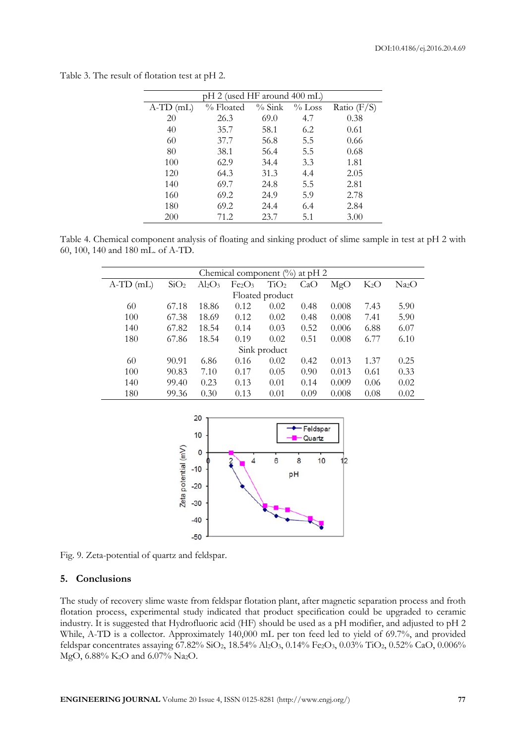Table 3. The result of flotation test at pH 2.

| pH 2 (used HF around 400 mL) | | | | |
|---|---|---|---|---|
| A-TD (mL) | % Floated | % Sink | % Loss | Ratio (F/S) |
| 20 | 26.3 | 69.0 | 4.7 | 0.38 |
| 40 | 35.7 | 58.1 | 6.2 | 0.61 |
| 60 | 37.7 | 56.8 | 5.5 | 0.66 |
| 80 | 38.1 | 56.4 | 5.5 | 0.68 |
| 100 | 62.9 | 34.4 | 3.3 | 1.81 |
| 120 | 64.3 | 31.3 | 4.4 | 2.05 |
| 140 | 69.7 | 24.8 | 5.5 | 2.81 |
| 160 | 69.2 | 24.9 | 5.9 | 2.78 |
| 180 | 69.2 | 24.4 | 6.4 | 2.84 |
| 200 | 71.2 | 23.7 | 5.1 | 3.00 |

Table 4. Chemical component analysis of floating and sinking product of slime sample in test at pH 2 with 60, 100, 140 and 180 mL. of A-TD.

| Chemical component (%) at pH 2 | | | | | | | | |
|---|---|---|---|---|---|---|---|---|
| A-TD (mL) | $SiO_2$ | $Al_2O_3$ | $Fe_2O_3$ | $TiO_2$ | CaO | MgO | $K_2O$ | $Na_2O$ |
| Floated product | | | | | | | | |
| 60 | 67.18 | 18.86 | 0.12 | 0.02 | 0.48 | 0.008 | 7.43 | 5.90 |
| 100 | 67.38 | 18.69 | 0.12 | 0.02 | 0.48 | 0.008 | 7.41 | 5.90 |
| 140 | 67.82 | 18.54 | 0.14 | 0.03 | 0.52 | 0.006 | 6.88 | 6.07 |
| 180 | 67.86 | 18.54 | 0.19 | 0.02 | 0.51 | 0.008 | 6.77 | 6.10 |
| Sink product | | | | | | | | |
| 60 | 90.91 | 6.86 | 0.16 | 0.02 | 0.42 | 0.013 | 1.37 | 0.25 |
| 100 | 90.83 | 7.10 | 0.17 | 0.05 | 0.90 | 0.013 | 0.61 | 0.33 |
| 140 | 99.40 | 0.23 | 0.13 | 0.01 | 0.14 | 0.009 | 0.06 | 0.02 |
| 180 | 99.36 | 0.30 | 0.13 | 0.01 | 0.09 | 0.008 | 0.08 | 0.02 |

Fig. 9. Zeta-potential of quartz and feldspar.

## 5. Conclusions

The study of recovery slime waste from feldspar flotation plant, after magnetic separation process and froth flotation process, experimental study indicated that product specification could be upgraded to ceramic industry. It is suggested that Hydrofluoric acid (HF) should be used as a pH modifier, and adjusted to pH 2 While, A-TD is a collector. Approximately 140,000 mL per ton feed led to yield of 69.7%, and provided feldspar concentrates assaying 67.82% $SiO_2$, 18.54% $Al_2O_3$, 0.14% $Fe_2O_3$, 0.03% $TiO_2$, 0.52% CaO, 0.006% MgO, 6.88% $K_2O$ and 6.07% $Na_2O$.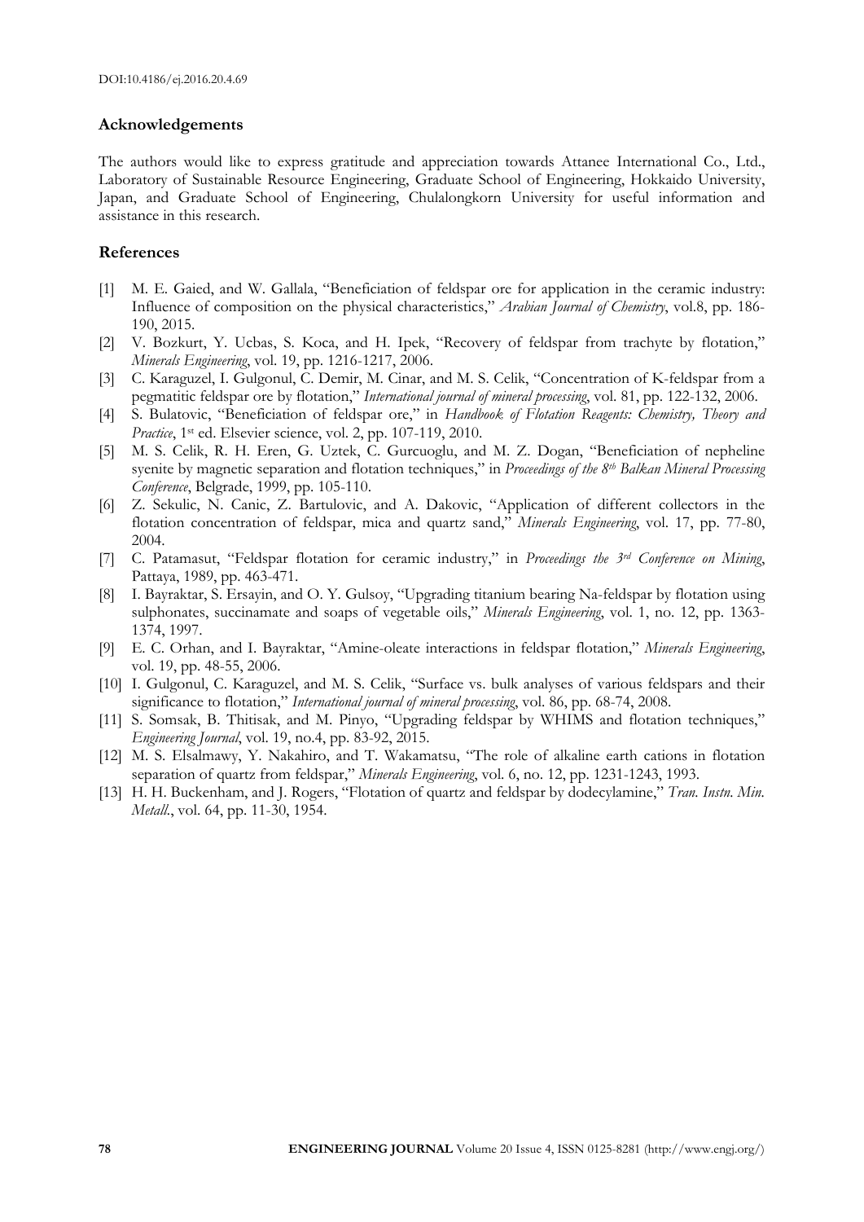## Acknowledgements

The authors would like to express gratitude and appreciation towards Attanee International Co., Ltd., Laboratory of Sustainable Resource Engineering, Graduate School of Engineering, Hokkaido University, Japan, and Graduate School of Engineering, Chulalongkorn University for useful information and assistance in this research.

## References

[1] M. E. Gaied, and W. Gallala, "Beneficiation of feldspar ore for application in the ceramic industry: Influence of composition on the physical characteristics," *Arabian Journal of Chemistry*, vol.8, pp. 186-190, 2015.

[2] V. Bozkurt, Y. Ucbas, S. Koca, and H. Ipek, "Recovery of feldspar from trachyte by flotation," *Minerals Engineering*, vol. 19, pp. 1216-1217, 2006.

[3] C. Karaguzel, I. Gulgonul, C. Demir, M. Cinar, and M. S. Celik, "Concentration of K-feldspar from a pegmatitic feldspar ore by flotation," *International journal of mineral processing*, vol. 81, pp. 122-132, 2006.

[4] S. Bulatovic, "Beneficiation of feldspar ore," in *Handbook of Flotation Reagents: Chemistry, Theory and Practice*, 1st ed. Elsevier science, vol. 2, pp. 107-119, 2010.

[5] M. S. Celik, R. H. Eren, G. Uztek, C. Gurcuoglu, and M. Z. Dogan, "Beneficiation of nepheline syenite by magnetic separation and flotation techniques," in *Proceedings of the 8th Balkan Mineral Processing Conference*, Belgrade, 1999, pp. 105-110.

[6] Z. Sekulic, N. Canic, Z. Bartulovic, and A. Dakovic, "Application of different collectors in the flotation concentration of feldspar, mica and quartz sand," *Minerals Engineering*, vol. 17, pp. 77-80, 2004.

[7] C. Patamasut, "Feldspar flotation for ceramic industry," in *Proceedings the 3rd Conference on Mining*, Pattaya, 1989, pp. 463-471.

[8] I. Bayraktar, S. Ersayin, and O. Y. Gulsoy, "Upgrading titanium bearing Na-feldspar by flotation using sulphonates, succinamate and soaps of vegetable oils," *Minerals Engineering*, vol. 1, no. 12, pp. 1363-1374, 1997.

[9] E. C. Orhan, and I. Bayraktar, "Amine-oleate interactions in feldspar flotation," *Minerals Engineering*, vol. 19, pp. 48-55, 2006.

[10] I. Gulgonul, C. Karaguzel, and M. S. Celik, "Surface vs. bulk analyses of various feldspars and their significance to flotation," *International journal of mineral processing*, vol. 86, pp. 68-74, 2008.

[11] S. Somsak, B. Thitisak, and M. Pinyo, "Upgrading feldspar by WHIMS and flotation techniques," *Engineering Journal*, vol. 19, no.4, pp. 83-92, 2015.

[12] M. S. Elsalmawy, Y. Nakahiro, and T. Wakamatsu, "The role of alkaline earth cations in flotation separation of quartz from feldspar," *Minerals Engineering*, vol. 6, no. 12, pp. 1231-1243, 1993.

[13] H. H. Buckenham, and J. Rogers, "Flotation of quartz and feldspar by dodecylamine," *Tran. Instn. Min. Metall.*, vol. 64, pp. 11-30, 1954.